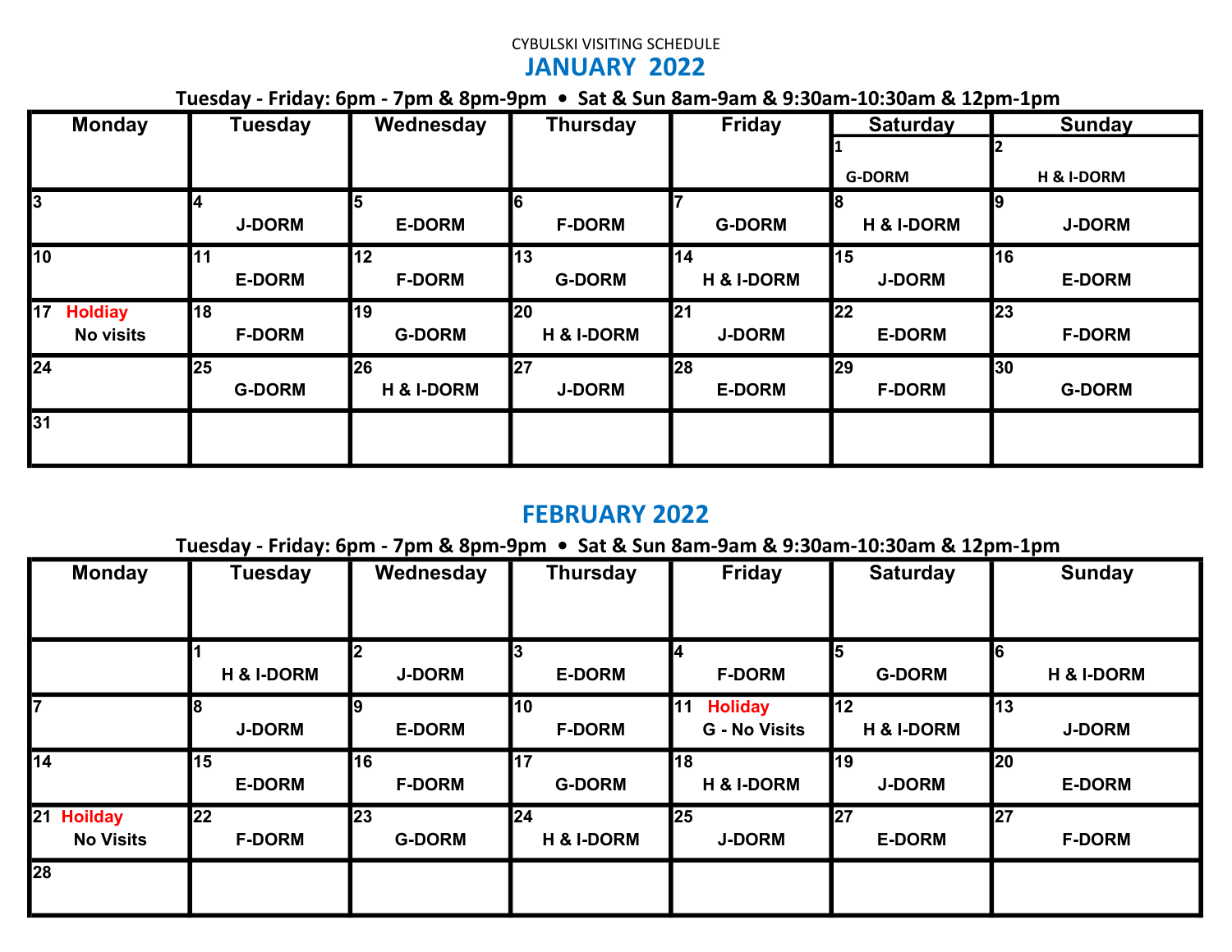CYBULSKI VISITING SCHEDULE

# JANUARY 2022

**Tuesday - Friday: 6pm - 7pm & 8pm-9pm • Sat & Sun 8am-9am & 9:30am-10:30am & 12pm-1pm**

| Monday | Tuesday | Wednesday | Thursday | Friday | Saturday | Sunday |
|---|---|---|---|---|---|---|
| | | | | | 1 G-DORM | 2 H & I-DORM |
| 3 | 4 J-DORM | 5 E-DORM | 6 F-DORM | 7 G-DORM | 8 H & I-DORM | 9 J-DORM |
| 10 | 11 E-DORM | 12 F-DORM | 13 G-DORM | 14 H & I-DORM | 15 J-DORM | 16 E-DORM |
| 17 Holdiay No visits | 18 F-DORM | 19 G-DORM | 20 H & I-DORM | 21 J-DORM | 22 E-DORM | 23 F-DORM |
| 24 | 25 G-DORM | 26 H & I-DORM | 27 J-DORM | 28 E-DORM | 29 F-DORM | 30 G-DORM |
| 31 | | | | | | |

# FEBRUARY 2022

**Tuesday - Friday: 6pm - 7pm & 8pm-9pm • Sat & Sun 8am-9am & 9:30am-10:30am & 12pm-1pm**

| Monday | Tuesday | Wednesday | Thursday | Friday | Saturday | Sunday |
|---|---|---|---|---|---|---|
| | 1 H & I-DORM | 2 J-DORM | 3 E-DORM | 4 F-DORM | 5 G-DORM | 6 H & I-DORM |
| 7 | 8 J-DORM | 9 E-DORM | 10 F-DORM | 11 Holiday G - No Visits | 12 H & I-DORM | 13 J-DORM |
| 14 | 15 E-DORM | 16 F-DORM | 17 G-DORM | 18 H & I-DORM | 19 J-DORM | 20 E-DORM |
| 21 Hoilday No Visits | 22 F-DORM | 23 G-DORM | 24 H & I-DORM | 25 J-DORM | 27 E-DORM | 27 F-DORM |
| 28 | | | | | | |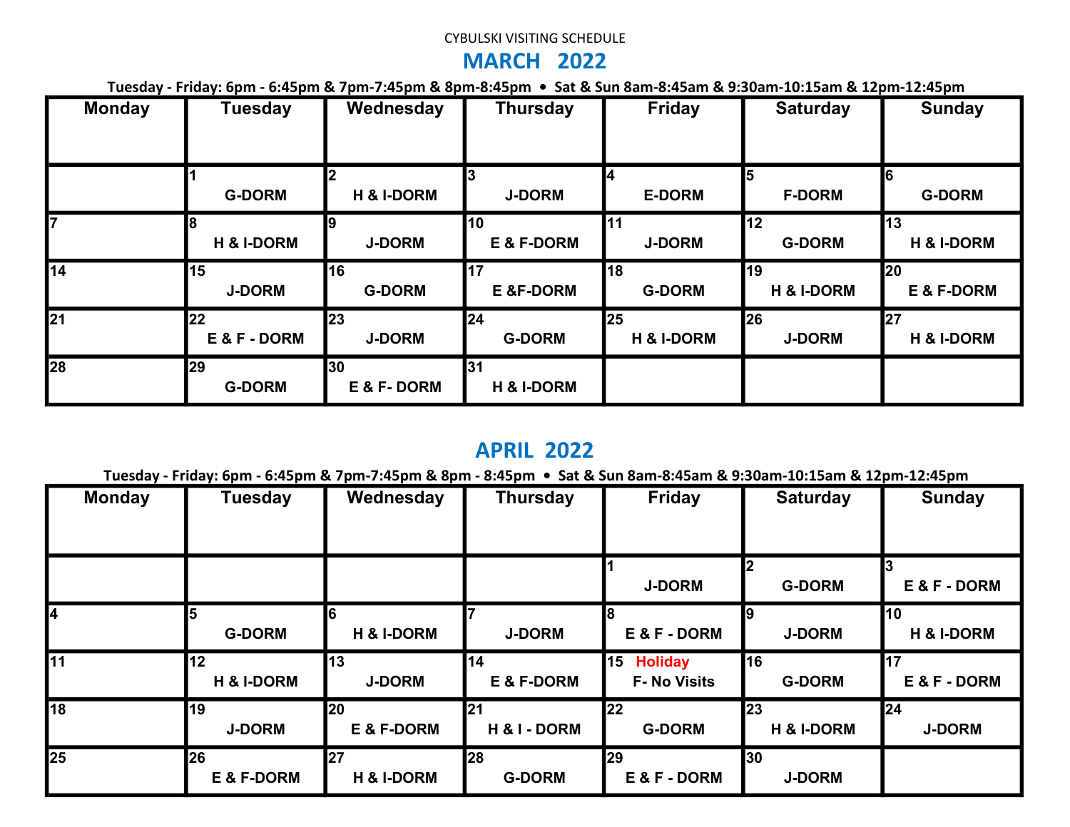CYBULSKI VISITING SCHEDULE

## MARCH 2022

**Tuesday - Friday: 6pm - 6:45pm & 7pm-7:45pm & 8pm-8:45pm • Sat & Sun 8am-8:45am & 9:30am-10:15am & 12pm-12:45pm**

| Monday | Tuesday | Wednesday | Thursday | Friday | Saturday | Sunday |
|---|---|---|---|---|---|---|
| | 1 G-DORM | 2 H & I-DORM | 3 J-DORM | 4 E-DORM | 5 F-DORM | 6 G-DORM |
| 7 | 8 H & I-DORM | 9 J-DORM | 10 E & F-DORM | 11 J-DORM | 12 G-DORM | 13 H & I-DORM |
| 14 | 15 J-DORM | 16 G-DORM | 17 E &F-DORM | 18 G-DORM | 19 H & I-DORM | 20 E & F-DORM |
| 21 | 22 E & F - DORM | 23 J-DORM | 24 G-DORM | 25 H & I-DORM | 26 J-DORM | 27 H & I-DORM |
| 28 | 29 G-DORM | 30 E & F- DORM | 31 H & I-DORM | | | |

## APRIL 2022

**Tuesday - Friday: 6pm - 6:45pm & 7pm-7:45pm & 8pm - 8:45pm • Sat & Sun 8am-8:45am & 9:30am-10:15am & 12pm-12:45pm**

| Monday | Tuesday | Wednesday | Thursday | Friday | Saturday | Sunday |
|---|---|---|---|---|---|---|
| | | | | 1 J-DORM | 2 G-DORM | 3 E & F - DORM |
| 4 | 5 G-DORM | 6 H & I-DORM | 7 J-DORM | 8 E & F - DORM | 9 J-DORM | 10 H & I-DORM |
| 11 | 12 H & I-DORM | 13 J-DORM | 14 E & F-DORM | 15 Holiday F- No Visits | 16 G-DORM | 17 E & F - DORM |
| 18 | 19 J-DORM | 20 E & F-DORM | 21 H & I - DORM | 22 G-DORM | 23 H & I-DORM | 24 J-DORM |
| 25 | 26 E & F-DORM | 27 H & I-DORM | 28 G-DORM | 29 E & F - DORM | 30 J-DORM | |